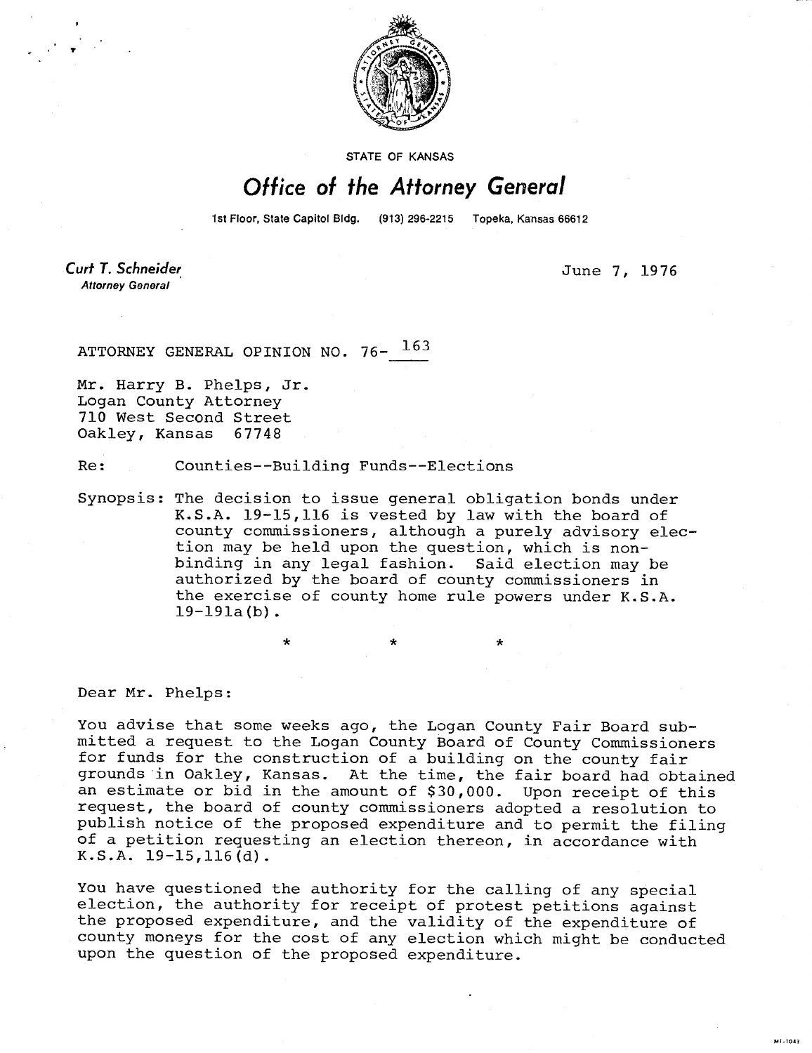STATE OF KANSAS

# Office of the Attorney General

1st Floor, State Capitol Bldg. (913) 296-2215 Topeka, Kansas 66612

*Curt T. Schneider*
*Attorney General*

June 7, 1976

ATTORNEY GENERAL OPINION NO. 76-163

Mr. Harry B. Phelps, Jr.
Logan County Attorney
710 West Second Street
Oakley, Kansas 67748

Re: Counties--Building Funds--Elections

Synopsis: The decision to issue general obligation bonds under K.S.A. 19-15,116 is vested by law with the board of county commissioners, although a purely advisory election may be held upon the question, which is non-binding in any legal fashion. Said election may be authorized by the board of county commissioners in the exercise of county home rule powers under K.S.A. 19-191a(b).

\* \* \*

Dear Mr. Phelps:

You advise that some weeks ago, the Logan County Fair Board submitted a request to the Logan County Board of County Commissioners for funds for the construction of a building on the county fair grounds in Oakley, Kansas. At the time, the fair board had obtained an estimate or bid in the amount of $30,000. Upon receipt of this request, the board of county commissioners adopted a resolution to publish notice of the proposed expenditure and to permit the filing of a petition requesting an election thereon, in accordance with K.S.A. 19-15,116(d).

You have questioned the authority for the calling of any special election, the authority for receipt of protest petitions against the proposed expenditure, and the validity of the expenditure of county moneys for the cost of any election which might be conducted upon the question of the proposed expenditure.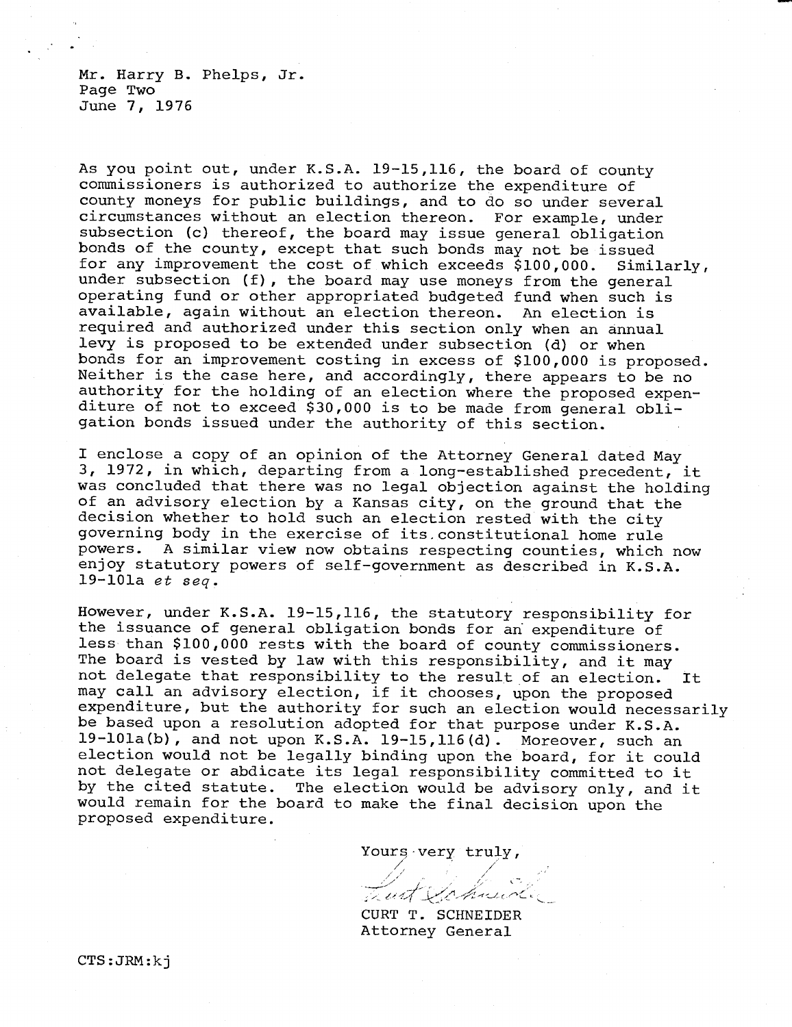Mr. Harry B. Phelps, Jr.
Page Two
June 7, 1976

As you point out, under K.S.A. 19-15,116, the board of county commissioners is authorized to authorize the expenditure of county moneys for public buildings, and to do so under several circumstances without an election thereon. For example, under subsection (c) thereof, the board may issue general obligation bonds of the county, except that such bonds may not be issued for any improvement the cost of which exceeds $100,000. Similarly, under subsection (f), the board may use moneys from the general operating fund or other appropriated budgeted fund when such is available, again without an election thereon. An election is required and authorized under this section only when an annual levy is proposed to be extended under subsection (d) or when bonds for an improvement costing in excess of $100,000 is proposed. Neither is the case here, and accordingly, there appears to be no authority for the holding of an election where the proposed expenditure of not to exceed $30,000 is to be made from general obligation bonds issued under the authority of this section.

I enclose a copy of an opinion of the Attorney General dated May 3, 1972, in which, departing from a long-established precedent, it was concluded that there was no legal objection against the holding of an advisory election by a Kansas city, on the ground that the decision whether to hold such an election rested with the city governing body in the exercise of its constitutional home rule powers. A similar view now obtains respecting counties, which now enjoy statutory powers of self-government as described in K.S.A. 19-101a *et seq.*

However, under K.S.A. 19-15,116, the statutory responsibility for the issuance of general obligation bonds for an expenditure of less than $100,000 rests with the board of county commissioners. The board is vested by law with this responsibility, and it may not delegate that responsibility to the result of an election. It may call an advisory election, if it chooses, upon the proposed expenditure, but the authority for such an election would necessarily be based upon a resolution adopted for that purpose under K.S.A. 19-101a(b), and not upon K.S.A. 19-15,116(d). Moreover, such an election would not be legally binding upon the board, for it could not delegate or abdicate its legal responsibility committed to it by the cited statute. The election would be advisory only, and it would remain for the board to make the final decision upon the proposed expenditure.

Yours very truly,

CURT T. SCHNEIDER
Attorney General

CTS:JRM:kj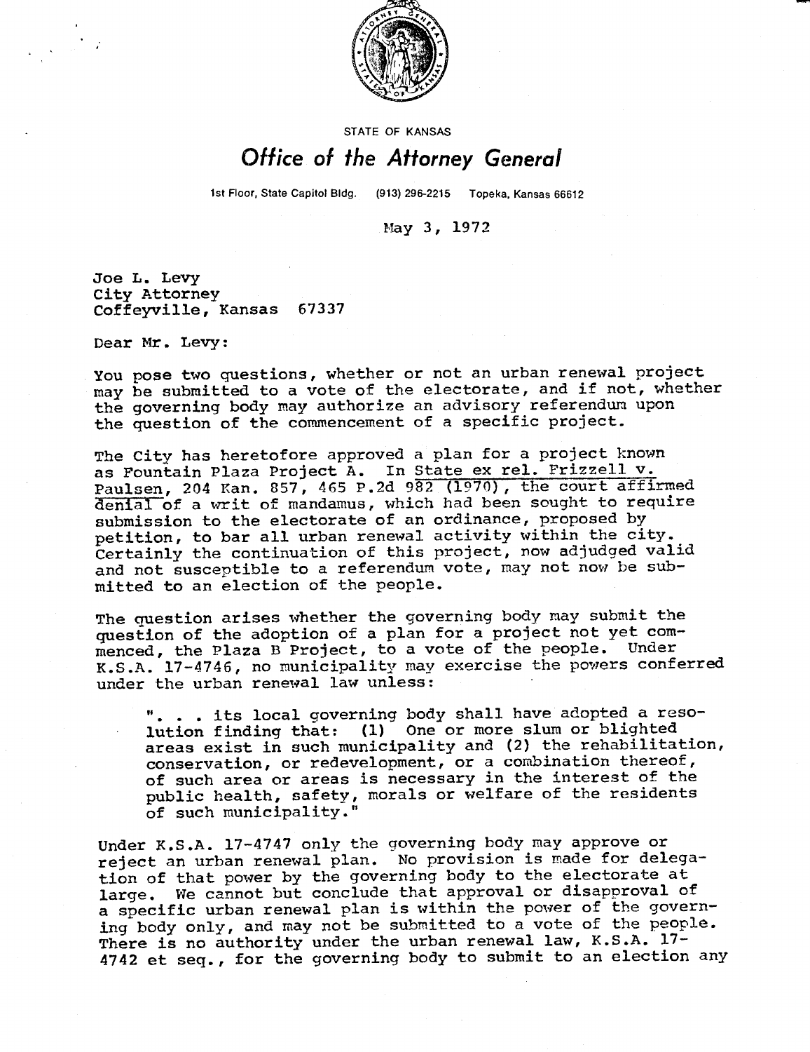STATE OF KANSAS

# Office of the Attorney General

1st Floor, State Capitol Bldg. (913) 296-2215 Topeka, Kansas 66612

May 3, 1972

Joe L. Levy
City Attorney
Coffeyville, Kansas 67337

Dear Mr. Levy:

You pose two questions, whether or not an urban renewal project may be submitted to a vote of the electorate, and if not, whether the governing body may authorize an advisory referendum upon the question of the commencement of a specific project.

The City has heretofore approved a plan for a project known as Fountain Plaza Project A. In State ex rel. Frizzell v. Paulsen, 204 Kan. 857, 465 P.2d 982 (1970), the court affirmed denial of a writ of mandamus, which had been sought to require submission to the electorate of an ordinance, proposed by petition, to bar all urban renewal activity within the city. Certainly the continuation of this project, now adjudged valid and not susceptible to a referendum vote, may not now be submitted to an election of the people.

The question arises whether the governing body may submit the question of the adoption of a plan for a project not yet commenced, the Plaza B Project, to a vote of the people. Under K.S.A. 17-4746, no municipality may exercise the powers conferred under the urban renewal law unless:

> ". . . its local governing body shall have adopted a resolution finding that: (1) One or more slum or blighted areas exist in such municipality and (2) the rehabilitation, conservation, or redevelopment, or a combination thereof, of such area or areas is necessary in the interest of the public health, safety, morals or welfare of the residents of such municipality."

Under K.S.A. 17-4747 only the governing body may approve or reject an urban renewal plan. No provision is made for delegation of that power by the governing body to the electorate at large. We cannot but conclude that approval or disapproval of a specific urban renewal plan is within the power of the governing body only, and may not be submitted to a vote of the people. There is no authority under the urban renewal law, K.S.A. 17-4742 et seq., for the governing body to submit to an election any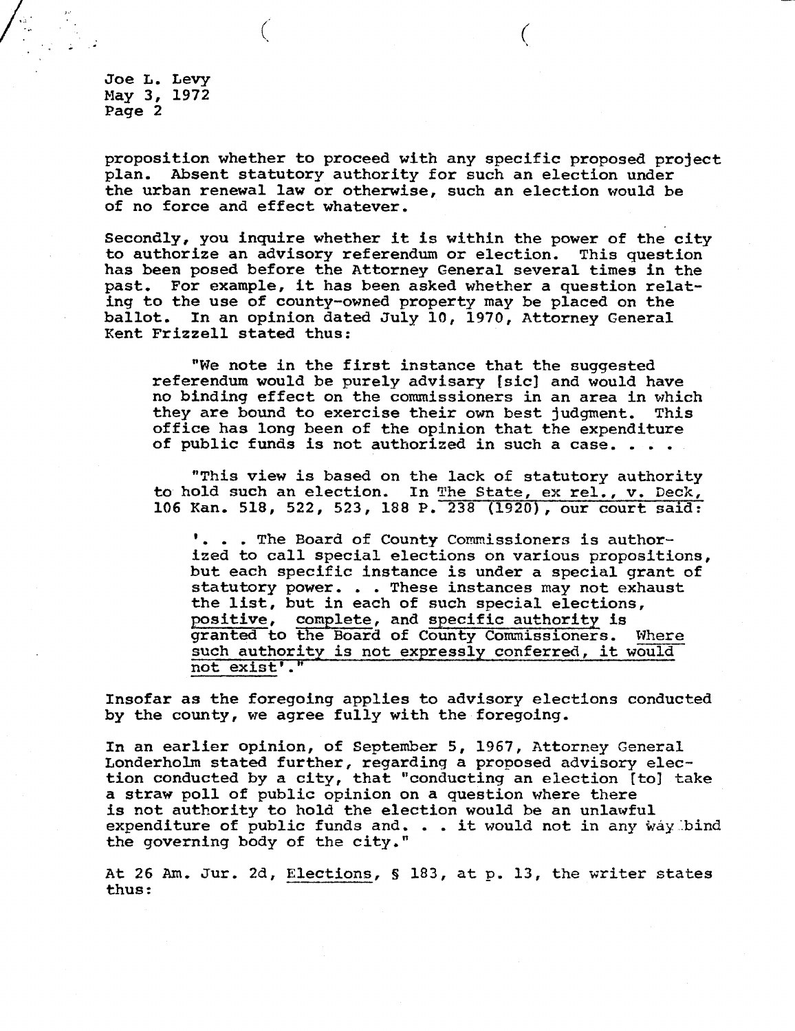proposition whether to proceed with any specific proposed project plan. Absent statutory authority for such an election under the urban renewal law or otherwise, such an election would be of no force and effect whatever.

Secondly, you inquire whether it is within the power of the city to authorize an advisory referendum or election. This question has been posed before the Attorney General several times in the past. For example, it has been asked whether a question relating to the use of county-owned property may be placed on the ballot. In an opinion dated July 10, 1970, Attorney General Kent Frizzell stated thus:

> "We note in the first instance that the suggested referendum would be purely advisary [sic] and would have no binding effect on the commissioners in an area in which they are bound to exercise their own best judgment. This office has long been of the opinion that the expenditure of public funds is not authorized in such a case. . . .
>
> "This view is based on the lack of statutory authority to hold such an election. In The State, ex rel., v. Deck, 106 Kan. 518, 522, 523, 188 P. 238 (1920), our court said:
>
> > '. . . The Board of County Commissioners is authorized to call special elections on various propositions, but each specific instance is under a special grant of statutory power. . . These instances may not exhaust the list, but in each of such special elections, positive, complete, and specific authority is granted to the Board of County Commissioners. Where such authority is not expressly conferred, it would not exist'."

Insofar as the foregoing applies to advisory elections conducted by the county, we agree fully with the foregoing.

In an earlier opinion, of September 5, 1967, Attorney General Londerholm stated further, regarding a proposed advisory election conducted by a city, that "conducting an election [to] take a straw poll of public opinion on a question where there is not authority to hold the election would be an unlawful expenditure of public funds and. . . it would not in any way bind the governing body of the city."

At 26 Am. Jur. 2d, Elections, § 183, at p. 13, the writer states thus: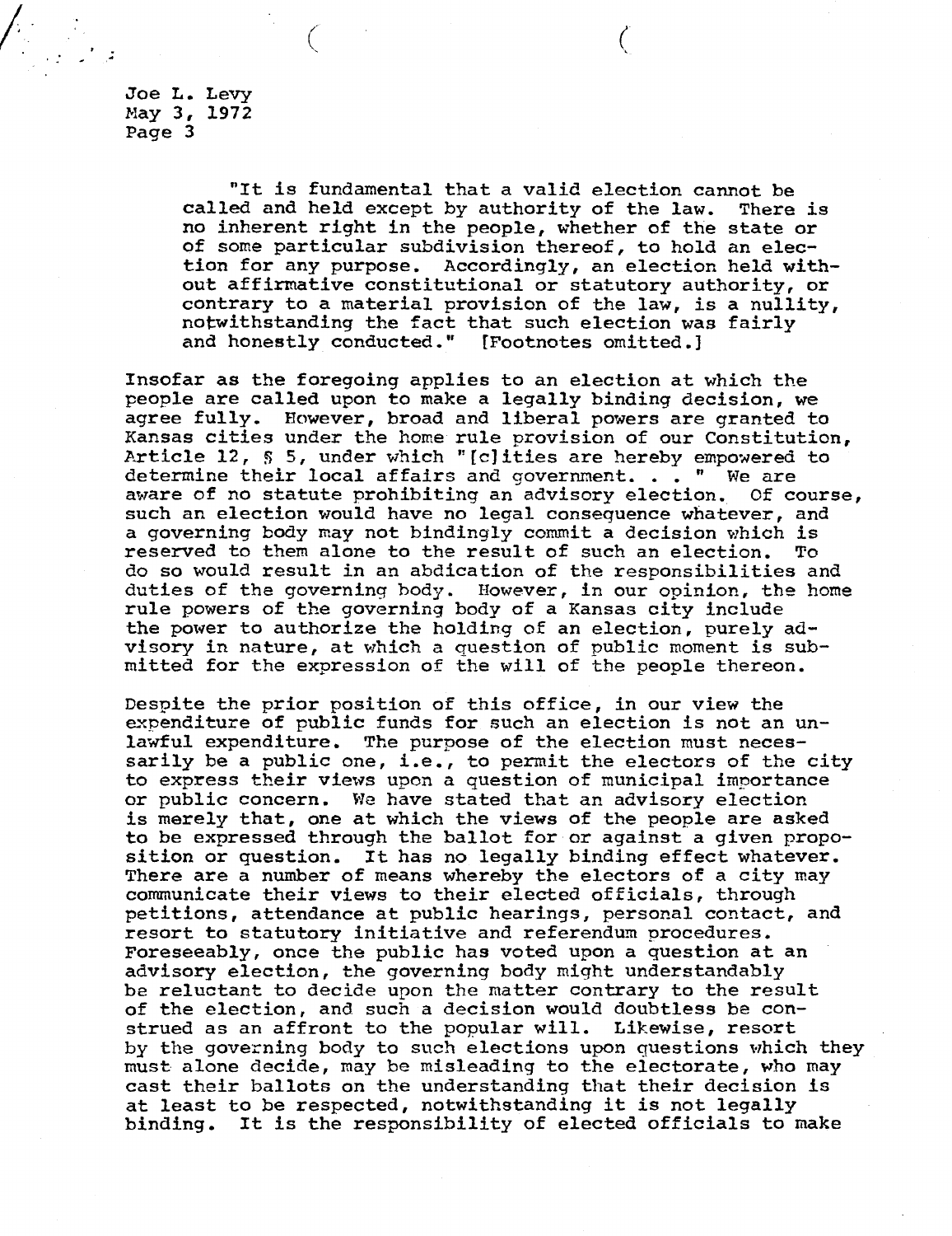"It is fundamental that a valid election cannot be called and held except by authority of the law. There is no inherent right in the people, whether of the state or of some particular subdivision thereof, to hold an election for any purpose. Accordingly, an election held without affirmative constitutional or statutory authority, or contrary to a material provision of the law, is a nullity, notwithstanding the fact that such election was fairly and honestly conducted." [Footnotes omitted.]

Insofar as the foregoing applies to an election at which the people are called upon to make a legally binding decision, we agree fully. However, broad and liberal powers are granted to Kansas cities under the home rule provision of our Constitution, Article 12, § 5, under which "[c]ities are hereby empowered to determine their local affairs and government. . . " We are aware of no statute prohibiting an advisory election. Of course, such an election would have no legal consequence whatever, and a governing body may not bindingly commit a decision which is reserved to them alone to the result of such an election. To do so would result in an abdication of the responsibilities and duties of the governing body. However, in our opinion, the home rule powers of the governing body of a Kansas city include the power to authorize the holding of an election, purely advisory in nature, at which a question of public moment is submitted for the expression of the will of the people thereon.

Despite the prior position of this office, in our view the expenditure of public funds for such an election is not an unlawful expenditure. The purpose of the election must necessarily be a public one, i.e., to permit the electors of the city to express their views upon a question of municipal importance or public concern. We have stated that an advisory election is merely that, one at which the views of the people are asked to be expressed through the ballot for or against a given proposition or question. It has no legally binding effect whatever. There are a number of means whereby the electors of a city may communicate their views to their elected officials, through petitions, attendance at public hearings, personal contact, and resort to statutory initiative and referendum procedures. Foreseeably, once the public has voted upon a question at an advisory election, the governing body might understandably be reluctant to decide upon the matter contrary to the result of the election, and such a decision would doubtless be construed as an affront to the popular will. Likewise, resort by the governing body to such elections upon questions which they must alone decide, may be misleading to the electorate, who may cast their ballots on the understanding that their decision is at least to be respected, notwithstanding it is not legally binding. It is the responsibility of elected officials to make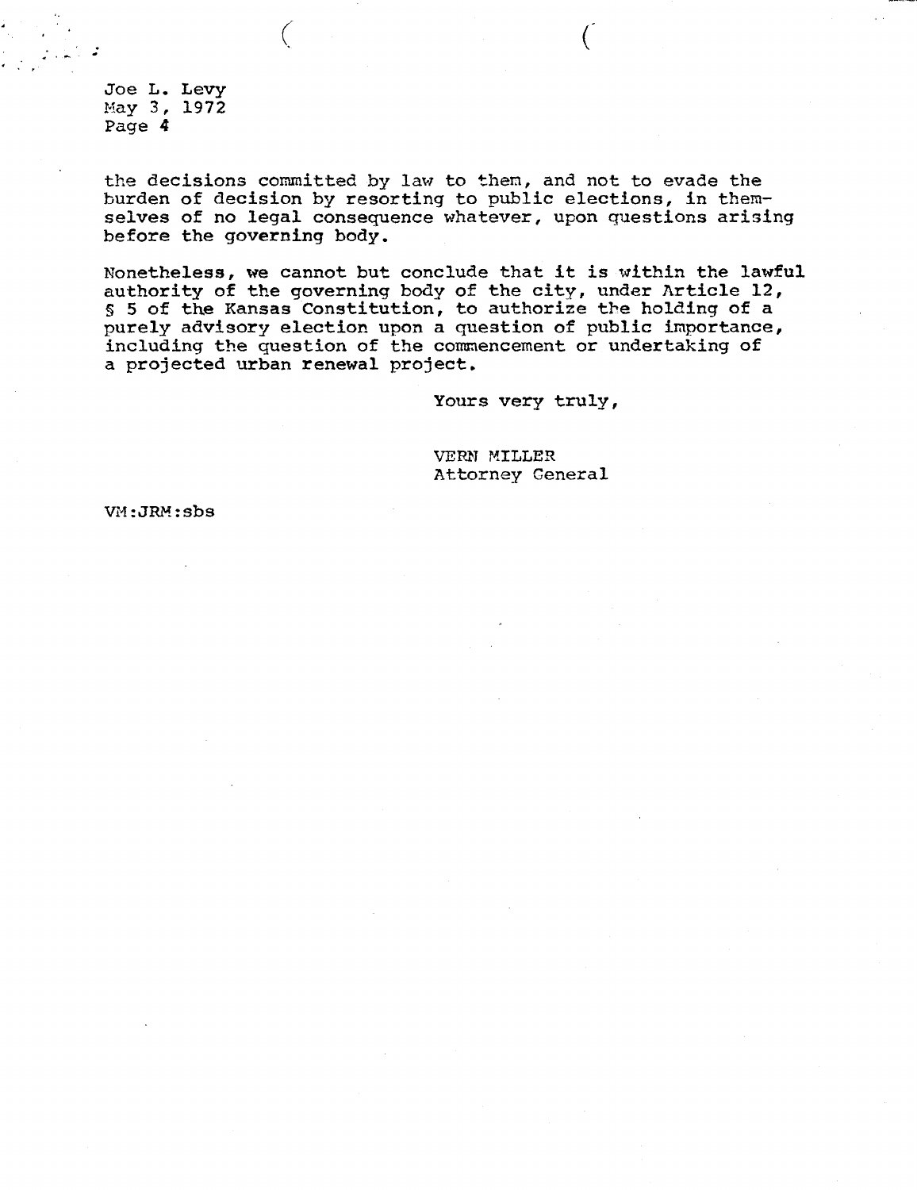the decisions committed by law to them, and not to evade the burden of decision by resorting to public elections, in themselves of no legal consequence whatever, upon questions arising before the governing body.

Nonetheless, we cannot but conclude that it is within the lawful authority of the governing body of the city, under Article 12, § 5 of the Kansas Constitution, to authorize the holding of a purely advisory election upon a question of public importance, including the question of the commencement or undertaking of a projected urban renewal project.

Yours very truly,

VERN MILLER
Attorney General

VM:JRM:sbs